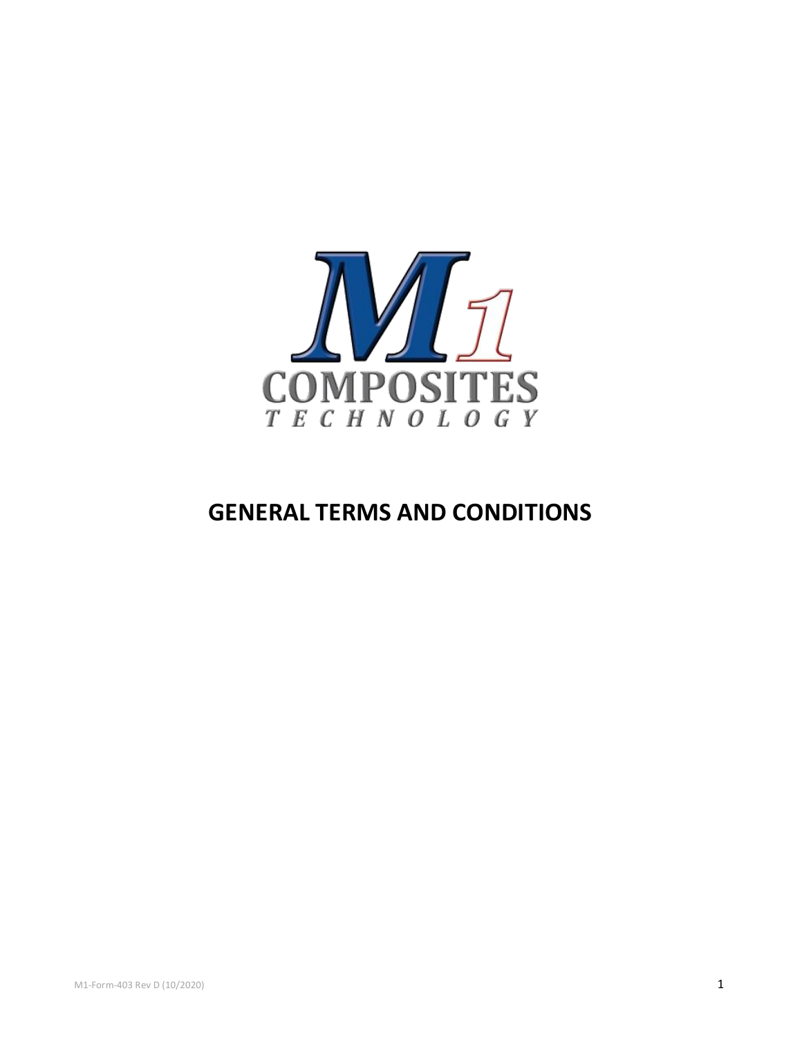M1 COMPOSITES TECHNOLOGY

# GENERAL TERMS AND CONDITIONS

M1-Form-403 Rev D (10/2020)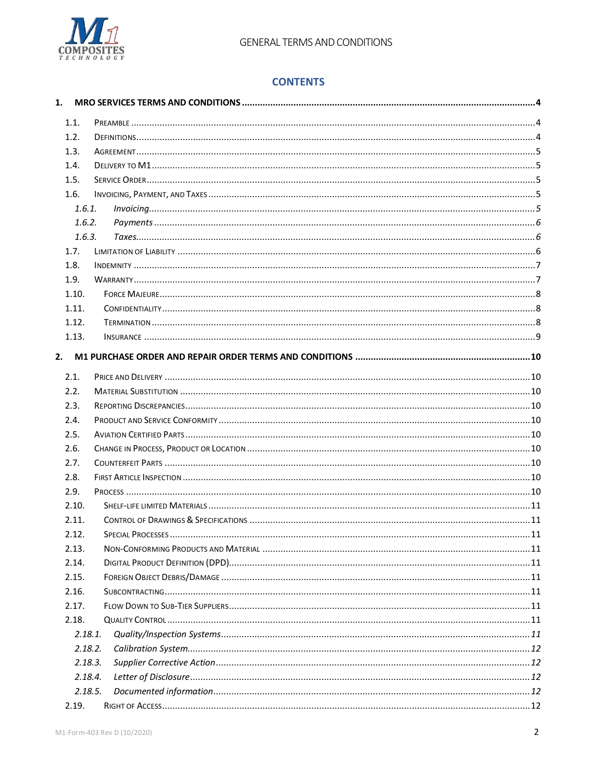## CONTENTS

1. MRO SERVICES TERMS AND CONDITIONS .......... 4
   - 1.1. PREAMBLE .......... 4
   - 1.2. DEFINITIONS .......... 4
   - 1.3. AGREEMENT .......... 5
   - 1.4. DELIVERY TO M1 .......... 5
   - 1.5. SERVICE ORDER .......... 5
   - 1.6. INVOICING, PAYMENT, AND TAXES .......... 5
     - *1.6.1. Invoicing .......... 5*
     - *1.6.2. Payments .......... 6*
     - *1.6.3. Taxes .......... 6*
   - 1.7. LIMITATION OF LIABILITY .......... 6
   - 1.8. INDEMNITY .......... 7
   - 1.9. WARRANTY .......... 7
   - 1.10. FORCE MAJEURE .......... 8
   - 1.11. CONFIDENTIALITY .......... 8
   - 1.12. TERMINATION .......... 8
   - 1.13. INSURANCE .......... 9
2. M1 PURCHASE ORDER AND REPAIR ORDER TERMS AND CONDITIONS .......... 10
   - 2.1. PRICE AND DELIVERY .......... 10
   - 2.2. MATERIAL SUBSTITUTION .......... 10
   - 2.3. REPORTING DISCREPANCIES .......... 10
   - 2.4. PRODUCT AND SERVICE CONFORMITY .......... 10
   - 2.5. AVIATION CERTIFIED PARTS .......... 10
   - 2.6. CHANGE IN PROCESS, PRODUCT OR LOCATION .......... 10
   - 2.7. COUNTERFEIT PARTS .......... 10
   - 2.8. FIRST ARTICLE INSPECTION .......... 10
   - 2.9. PROCESS .......... 10
   - 2.10. SHELF-LIFE LIMITED MATERIALS .......... 11
   - 2.11. CONTROL OF DRAWINGS & SPECIFICATIONS .......... 11
   - 2.12. SPECIAL PROCESSES .......... 11
   - 2.13. NON-CONFORMING PRODUCTS AND MATERIAL .......... 11
   - 2.14. DIGITAL PRODUCT DEFINITION (DPD) .......... 11
   - 2.15. FOREIGN OBJECT DEBRIS/DAMAGE .......... 11
   - 2.16. SUBCONTRACTING .......... 11
   - 2.17. FLOW DOWN TO SUB-TIER SUPPLIERS .......... 11
   - 2.18. QUALITY CONTROL .......... 11
     - *2.18.1. Quality/Inspection Systems .......... 11*
     - *2.18.2. Calibration System .......... 12*
     - *2.18.3. Supplier Corrective Action .......... 12*
     - *2.18.4. Letter of Disclosure .......... 12*
     - *2.18.5. Documented information .......... 12*
   - 2.19. RIGHT OF ACCESS .......... 12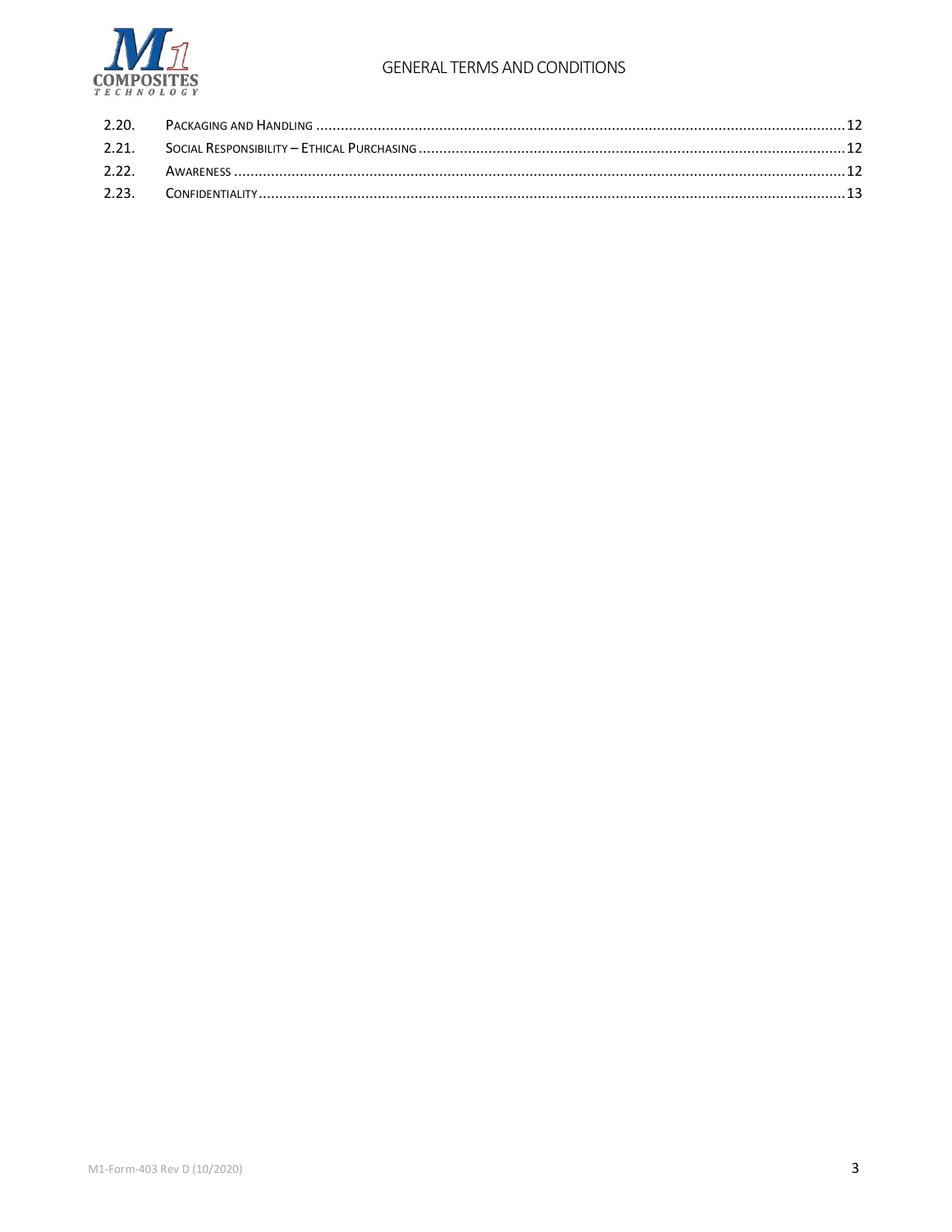| | | |
|---|---|---|
| 2.20. | Packaging and Handling | 12 |
| 2.21. | Social Responsibility – Ethical Purchasing | 12 |
| 2.22. | Awareness | 12 |
| 2.23. | Confidentiality | 13 |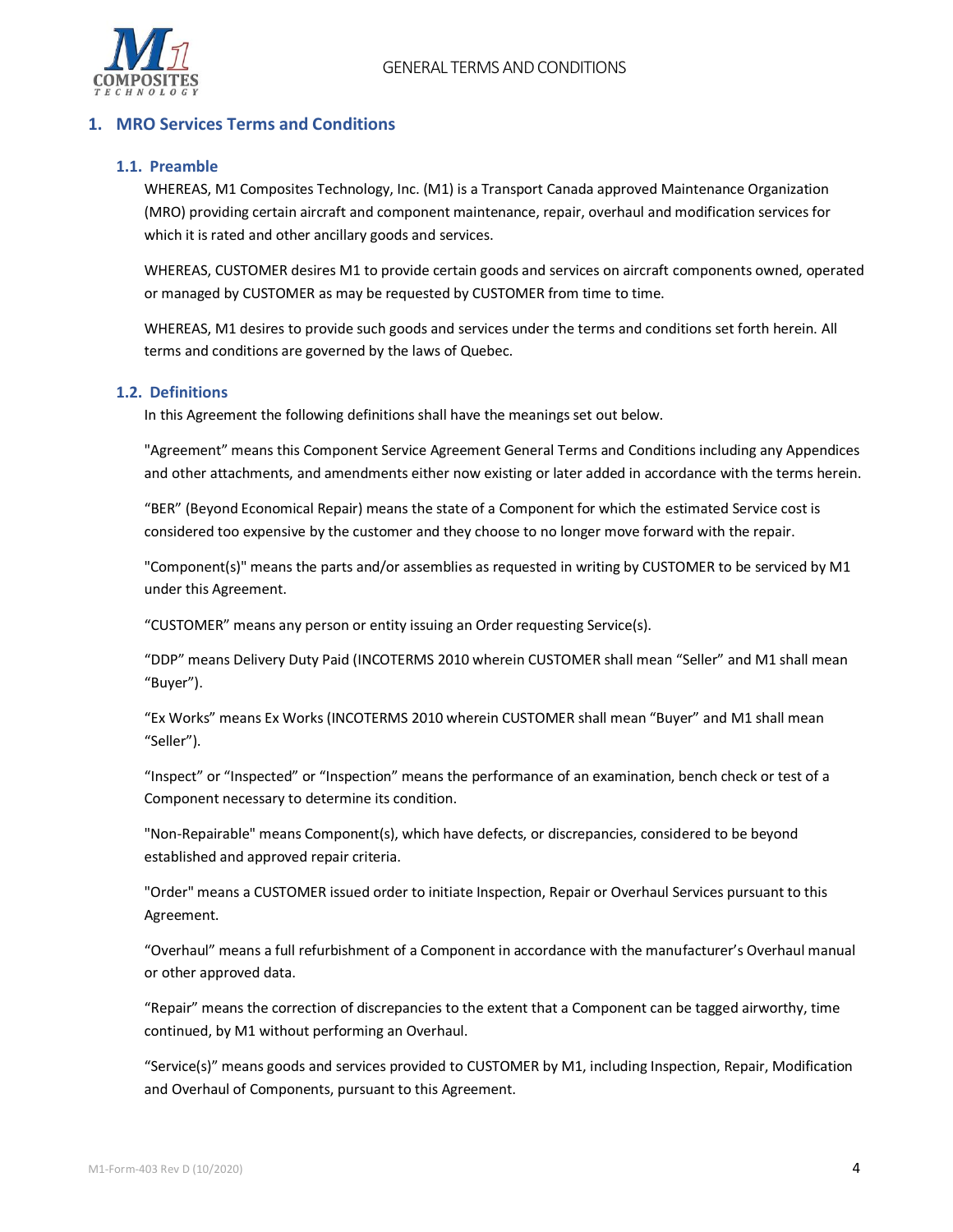## 1. MRO Services Terms and Conditions

### 1.1. Preamble

WHEREAS, M1 Composites Technology, Inc. (M1) is a Transport Canada approved Maintenance Organization (MRO) providing certain aircraft and component maintenance, repair, overhaul and modification services for which it is rated and other ancillary goods and services.

WHEREAS, CUSTOMER desires M1 to provide certain goods and services on aircraft components owned, operated or managed by CUSTOMER as may be requested by CUSTOMER from time to time.

WHEREAS, M1 desires to provide such goods and services under the terms and conditions set forth herein. All terms and conditions are governed by the laws of Quebec.

### 1.2. Definitions

In this Agreement the following definitions shall have the meanings set out below.

"Agreement" means this Component Service Agreement General Terms and Conditions including any Appendices and other attachments, and amendments either now existing or later added in accordance with the terms herein.

"BER" (Beyond Economical Repair) means the state of a Component for which the estimated Service cost is considered too expensive by the customer and they choose to no longer move forward with the repair.

"Component(s)" means the parts and/or assemblies as requested in writing by CUSTOMER to be serviced by M1 under this Agreement.

"CUSTOMER" means any person or entity issuing an Order requesting Service(s).

"DDP" means Delivery Duty Paid (INCOTERMS 2010 wherein CUSTOMER shall mean "Seller" and M1 shall mean "Buyer").

"Ex Works" means Ex Works (INCOTERMS 2010 wherein CUSTOMER shall mean "Buyer" and M1 shall mean "Seller").

"Inspect" or "Inspected" or "Inspection" means the performance of an examination, bench check or test of a Component necessary to determine its condition.

"Non-Repairable" means Component(s), which have defects, or discrepancies, considered to be beyond established and approved repair criteria.

"Order" means a CUSTOMER issued order to initiate Inspection, Repair or Overhaul Services pursuant to this Agreement.

"Overhaul" means a full refurbishment of a Component in accordance with the manufacturer's Overhaul manual or other approved data.

"Repair" means the correction of discrepancies to the extent that a Component can be tagged airworthy, time continued, by M1 without performing an Overhaul.

"Service(s)" means goods and services provided to CUSTOMER by M1, including Inspection, Repair, Modification and Overhaul of Components, pursuant to this Agreement.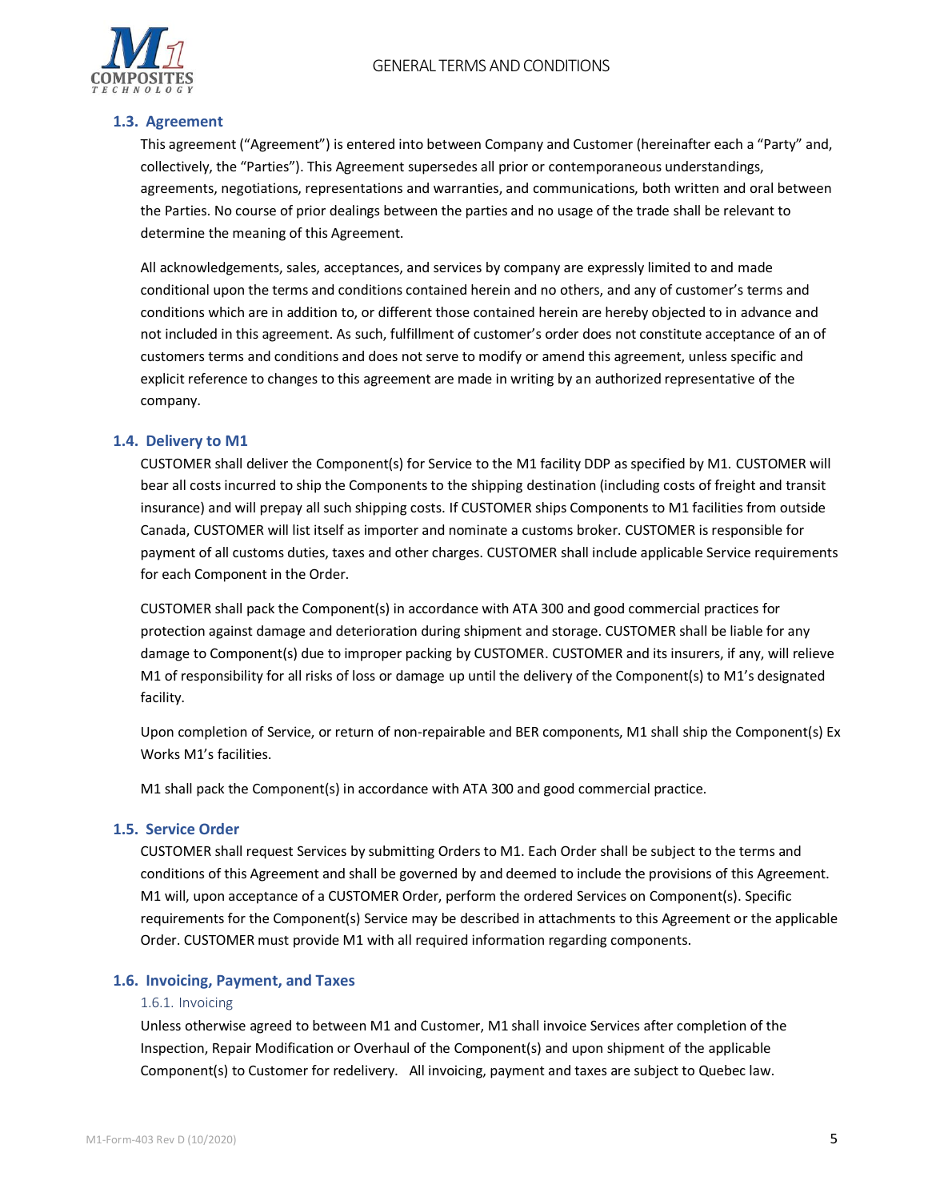## 1.3. Agreement

This agreement ("Agreement") is entered into between Company and Customer (hereinafter each a "Party" and, collectively, the "Parties"). This Agreement supersedes all prior or contemporaneous understandings, agreements, negotiations, representations and warranties, and communications, both written and oral between the Parties. No course of prior dealings between the parties and no usage of the trade shall be relevant to determine the meaning of this Agreement.

All acknowledgements, sales, acceptances, and services by company are expressly limited to and made conditional upon the terms and conditions contained herein and no others, and any of customer's terms and conditions which are in addition to, or different those contained herein are hereby objected to in advance and not included in this agreement. As such, fulfillment of customer's order does not constitute acceptance of an of customers terms and conditions and does not serve to modify or amend this agreement, unless specific and explicit reference to changes to this agreement are made in writing by an authorized representative of the company.

## 1.4. Delivery to M1

CUSTOMER shall deliver the Component(s) for Service to the M1 facility DDP as specified by M1. CUSTOMER will bear all costs incurred to ship the Components to the shipping destination (including costs of freight and transit insurance) and will prepay all such shipping costs. If CUSTOMER ships Components to M1 facilities from outside Canada, CUSTOMER will list itself as importer and nominate a customs broker. CUSTOMER is responsible for payment of all customs duties, taxes and other charges. CUSTOMER shall include applicable Service requirements for each Component in the Order.

CUSTOMER shall pack the Component(s) in accordance with ATA 300 and good commercial practices for protection against damage and deterioration during shipment and storage. CUSTOMER shall be liable for any damage to Component(s) due to improper packing by CUSTOMER. CUSTOMER and its insurers, if any, will relieve M1 of responsibility for all risks of loss or damage up until the delivery of the Component(s) to M1's designated facility.

Upon completion of Service, or return of non-repairable and BER components, M1 shall ship the Component(s) Ex Works M1's facilities.

M1 shall pack the Component(s) in accordance with ATA 300 and good commercial practice.

## 1.5. Service Order

CUSTOMER shall request Services by submitting Orders to M1. Each Order shall be subject to the terms and conditions of this Agreement and shall be governed by and deemed to include the provisions of this Agreement. M1 will, upon acceptance of a CUSTOMER Order, perform the ordered Services on Component(s). Specific requirements for the Component(s) Service may be described in attachments to this Agreement or the applicable Order. CUSTOMER must provide M1 with all required information regarding components.

## 1.6. Invoicing, Payment, and Taxes

### 1.6.1. Invoicing

Unless otherwise agreed to between M1 and Customer, M1 shall invoice Services after completion of the Inspection, Repair Modification or Overhaul of the Component(s) and upon shipment of the applicable Component(s) to Customer for redelivery. All invoicing, payment and taxes are subject to Quebec law.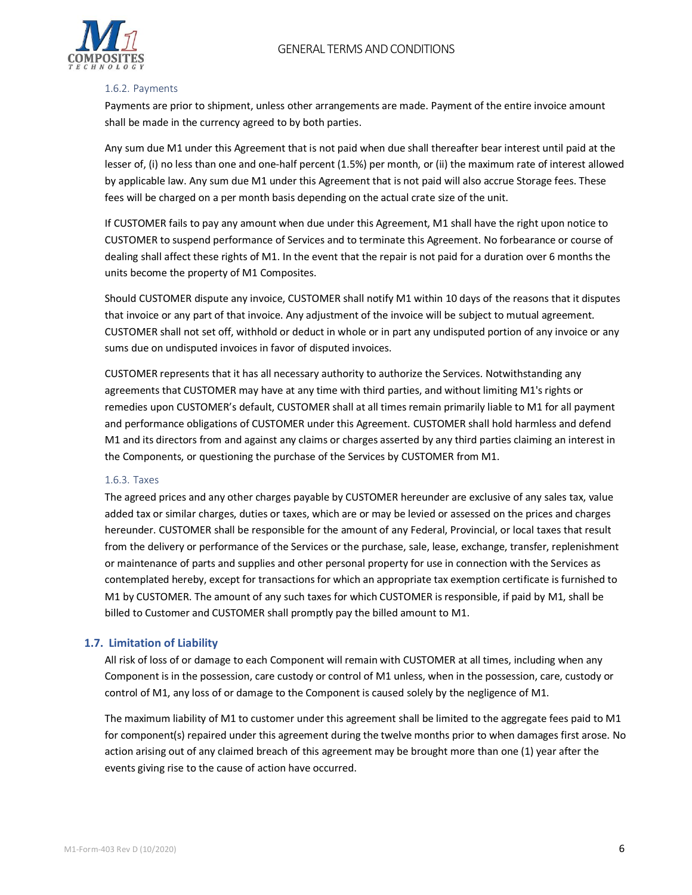#### 1.6.2. Payments

Payments are prior to shipment, unless other arrangements are made. Payment of the entire invoice amount shall be made in the currency agreed to by both parties.

Any sum due M1 under this Agreement that is not paid when due shall thereafter bear interest until paid at the lesser of, (i) no less than one and one-half percent (1.5%) per month, or (ii) the maximum rate of interest allowed by applicable law. Any sum due M1 under this Agreement that is not paid will also accrue Storage fees. These fees will be charged on a per month basis depending on the actual crate size of the unit.

If CUSTOMER fails to pay any amount when due under this Agreement, M1 shall have the right upon notice to CUSTOMER to suspend performance of Services and to terminate this Agreement. No forbearance or course of dealing shall affect these rights of M1. In the event that the repair is not paid for a duration over 6 months the units become the property of M1 Composites.

Should CUSTOMER dispute any invoice, CUSTOMER shall notify M1 within 10 days of the reasons that it disputes that invoice or any part of that invoice. Any adjustment of the invoice will be subject to mutual agreement. CUSTOMER shall not set off, withhold or deduct in whole or in part any undisputed portion of any invoice or any sums due on undisputed invoices in favor of disputed invoices.

CUSTOMER represents that it has all necessary authority to authorize the Services. Notwithstanding any agreements that CUSTOMER may have at any time with third parties, and without limiting M1's rights or remedies upon CUSTOMER's default, CUSTOMER shall at all times remain primarily liable to M1 for all payment and performance obligations of CUSTOMER under this Agreement. CUSTOMER shall hold harmless and defend M1 and its directors from and against any claims or charges asserted by any third parties claiming an interest in the Components, or questioning the purchase of the Services by CUSTOMER from M1.

#### 1.6.3. Taxes

The agreed prices and any other charges payable by CUSTOMER hereunder are exclusive of any sales tax, value added tax or similar charges, duties or taxes, which are or may be levied or assessed on the prices and charges hereunder. CUSTOMER shall be responsible for the amount of any Federal, Provincial, or local taxes that result from the delivery or performance of the Services or the purchase, sale, lease, exchange, transfer, replenishment or maintenance of parts and supplies and other personal property for use in connection with the Services as contemplated hereby, except for transactions for which an appropriate tax exemption certificate is furnished to M1 by CUSTOMER. The amount of any such taxes for which CUSTOMER is responsible, if paid by M1, shall be billed to Customer and CUSTOMER shall promptly pay the billed amount to M1.

### 1.7. Limitation of Liability

All risk of loss of or damage to each Component will remain with CUSTOMER at all times, including when any Component is in the possession, care custody or control of M1 unless, when in the possession, care, custody or control of M1, any loss of or damage to the Component is caused solely by the negligence of M1.

The maximum liability of M1 to customer under this agreement shall be limited to the aggregate fees paid to M1 for component(s) repaired under this agreement during the twelve months prior to when damages first arose. No action arising out of any claimed breach of this agreement may be brought more than one (1) year after the events giving rise to the cause of action have occurred.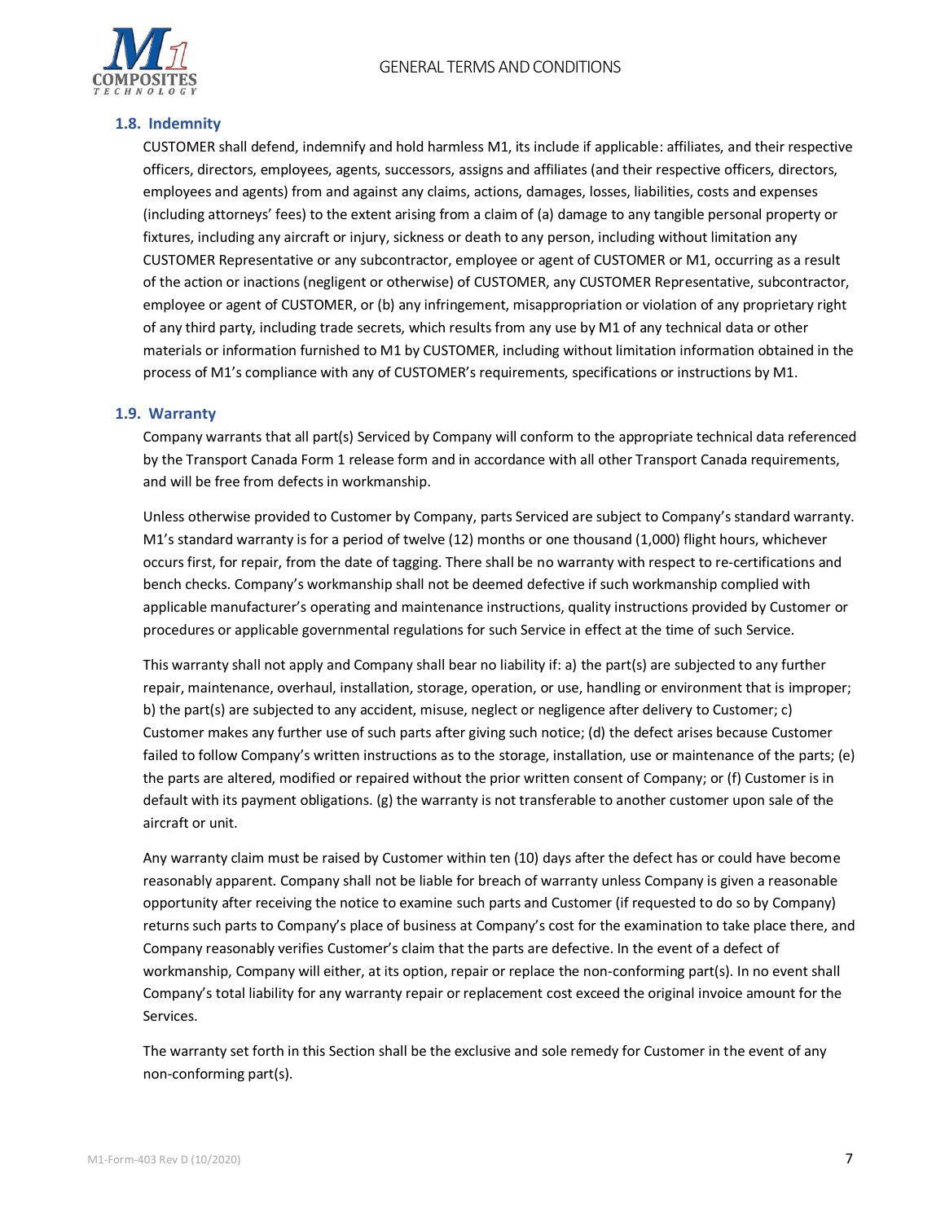### 1.8. Indemnity

CUSTOMER shall defend, indemnify and hold harmless M1, its include if applicable: affiliates, and their respective officers, directors, employees, agents, successors, assigns and affiliates (and their respective officers, directors, employees and agents) from and against any claims, actions, damages, losses, liabilities, costs and expenses (including attorneys' fees) to the extent arising from a claim of (a) damage to any tangible personal property or fixtures, including any aircraft or injury, sickness or death to any person, including without limitation any CUSTOMER Representative or any subcontractor, employee or agent of CUSTOMER or M1, occurring as a result of the action or inactions (negligent or otherwise) of CUSTOMER, any CUSTOMER Representative, subcontractor, employee or agent of CUSTOMER, or (b) any infringement, misappropriation or violation of any proprietary right of any third party, including trade secrets, which results from any use by M1 of any technical data or other materials or information furnished to M1 by CUSTOMER, including without limitation information obtained in the process of M1's compliance with any of CUSTOMER's requirements, specifications or instructions by M1.

### 1.9. Warranty

Company warrants that all part(s) Serviced by Company will conform to the appropriate technical data referenced by the Transport Canada Form 1 release form and in accordance with all other Transport Canada requirements, and will be free from defects in workmanship.

Unless otherwise provided to Customer by Company, parts Serviced are subject to Company's standard warranty. M1's standard warranty is for a period of twelve (12) months or one thousand (1,000) flight hours, whichever occurs first, for repair, from the date of tagging. There shall be no warranty with respect to re-certifications and bench checks. Company's workmanship shall not be deemed defective if such workmanship complied with applicable manufacturer's operating and maintenance instructions, quality instructions provided by Customer or procedures or applicable governmental regulations for such Service in effect at the time of such Service.

This warranty shall not apply and Company shall bear no liability if: a) the part(s) are subjected to any further repair, maintenance, overhaul, installation, storage, operation, or use, handling or environment that is improper; b) the part(s) are subjected to any accident, misuse, neglect or negligence after delivery to Customer; c) Customer makes any further use of such parts after giving such notice; (d) the defect arises because Customer failed to follow Company's written instructions as to the storage, installation, use or maintenance of the parts; (e) the parts are altered, modified or repaired without the prior written consent of Company; or (f) Customer is in default with its payment obligations. (g) the warranty is not transferable to another customer upon sale of the aircraft or unit.

Any warranty claim must be raised by Customer within ten (10) days after the defect has or could have become reasonably apparent. Company shall not be liable for breach of warranty unless Company is given a reasonable opportunity after receiving the notice to examine such parts and Customer (if requested to do so by Company) returns such parts to Company's place of business at Company's cost for the examination to take place there, and Company reasonably verifies Customer's claim that the parts are defective. In the event of a defect of workmanship, Company will either, at its option, repair or replace the non-conforming part(s). In no event shall Company's total liability for any warranty repair or replacement cost exceed the original invoice amount for the Services.

The warranty set forth in this Section shall be the exclusive and sole remedy for Customer in the event of any non-conforming part(s).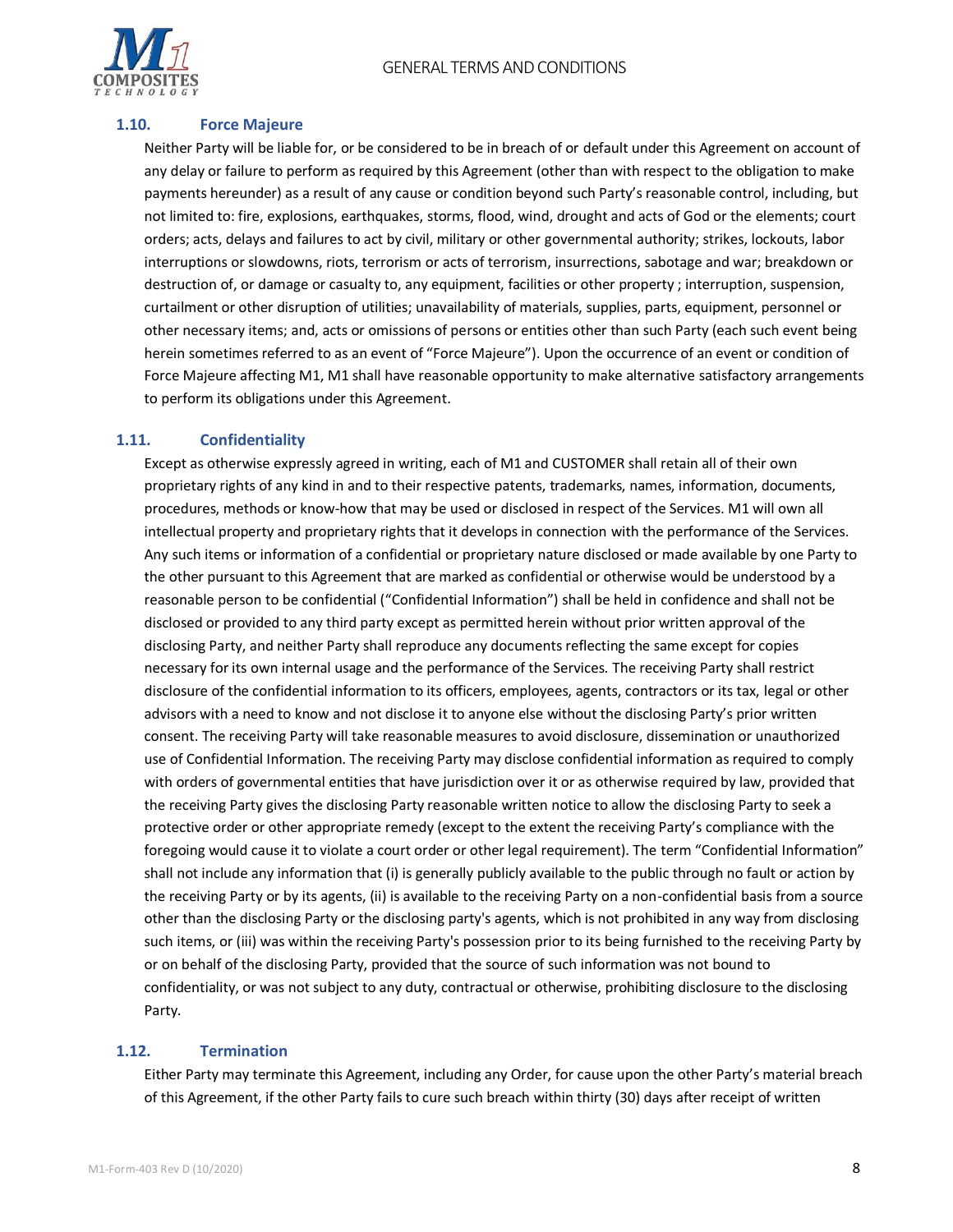### 1.10. Force Majeure

Neither Party will be liable for, or be considered to be in breach of or default under this Agreement on account of any delay or failure to perform as required by this Agreement (other than with respect to the obligation to make payments hereunder) as a result of any cause or condition beyond such Party's reasonable control, including, but not limited to: fire, explosions, earthquakes, storms, flood, wind, drought and acts of God or the elements; court orders; acts, delays and failures to act by civil, military or other governmental authority; strikes, lockouts, labor interruptions or slowdowns, riots, terrorism or acts of terrorism, insurrections, sabotage and war; breakdown or destruction of, or damage or casualty to, any equipment, facilities or other property ; interruption, suspension, curtailment or other disruption of utilities; unavailability of materials, supplies, parts, equipment, personnel or other necessary items; and, acts or omissions of persons or entities other than such Party (each such event being herein sometimes referred to as an event of "Force Majeure"). Upon the occurrence of an event or condition of Force Majeure affecting M1, M1 shall have reasonable opportunity to make alternative satisfactory arrangements to perform its obligations under this Agreement.

### 1.11. Confidentiality

Except as otherwise expressly agreed in writing, each of M1 and CUSTOMER shall retain all of their own proprietary rights of any kind in and to their respective patents, trademarks, names, information, documents, procedures, methods or know-how that may be used or disclosed in respect of the Services. M1 will own all intellectual property and proprietary rights that it develops in connection with the performance of the Services. Any such items or information of a confidential or proprietary nature disclosed or made available by one Party to the other pursuant to this Agreement that are marked as confidential or otherwise would be understood by a reasonable person to be confidential ("Confidential Information") shall be held in confidence and shall not be disclosed or provided to any third party except as permitted herein without prior written approval of the disclosing Party, and neither Party shall reproduce any documents reflecting the same except for copies necessary for its own internal usage and the performance of the Services. The receiving Party shall restrict disclosure of the confidential information to its officers, employees, agents, contractors or its tax, legal or other advisors with a need to know and not disclose it to anyone else without the disclosing Party's prior written consent. The receiving Party will take reasonable measures to avoid disclosure, dissemination or unauthorized use of Confidential Information. The receiving Party may disclose confidential information as required to comply with orders of governmental entities that have jurisdiction over it or as otherwise required by law, provided that the receiving Party gives the disclosing Party reasonable written notice to allow the disclosing Party to seek a protective order or other appropriate remedy (except to the extent the receiving Party's compliance with the foregoing would cause it to violate a court order or other legal requirement). The term "Confidential Information" shall not include any information that (i) is generally publicly available to the public through no fault or action by the receiving Party or by its agents, (ii) is available to the receiving Party on a non-confidential basis from a source other than the disclosing Party or the disclosing party's agents, which is not prohibited in any way from disclosing such items, or (iii) was within the receiving Party's possession prior to its being furnished to the receiving Party by or on behalf of the disclosing Party, provided that the source of such information was not bound to confidentiality, or was not subject to any duty, contractual or otherwise, prohibiting disclosure to the disclosing Party.

### 1.12. Termination

Either Party may terminate this Agreement, including any Order, for cause upon the other Party's material breach of this Agreement, if the other Party fails to cure such breach within thirty (30) days after receipt of written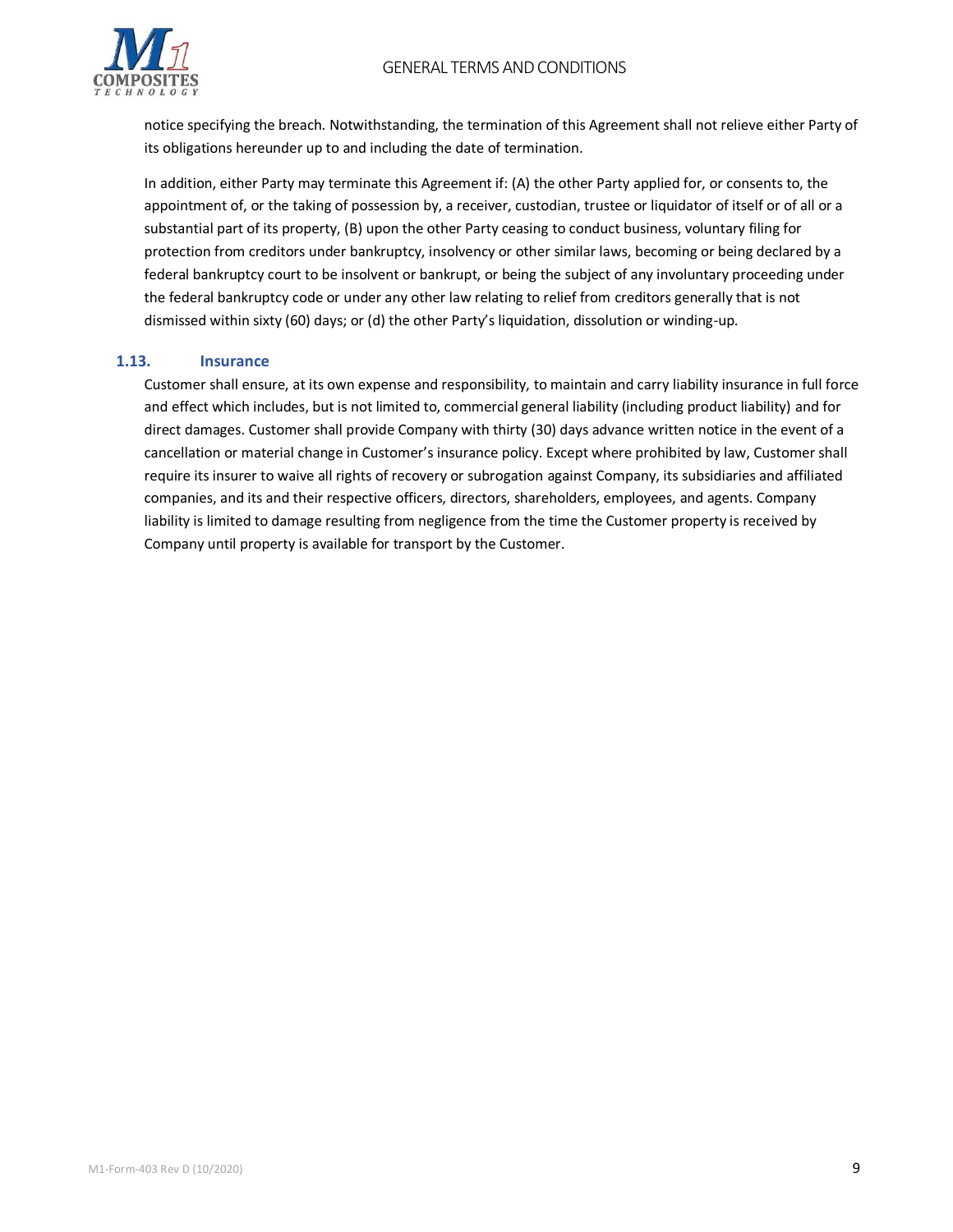notice specifying the breach. Notwithstanding, the termination of this Agreement shall not relieve either Party of its obligations hereunder up to and including the date of termination.

In addition, either Party may terminate this Agreement if: (A) the other Party applied for, or consents to, the appointment of, or the taking of possession by, a receiver, custodian, trustee or liquidator of itself or of all or a substantial part of its property, (B) upon the other Party ceasing to conduct business, voluntary filing for protection from creditors under bankruptcy, insolvency or other similar laws, becoming or being declared by a federal bankruptcy court to be insolvent or bankrupt, or being the subject of any involuntary proceeding under the federal bankruptcy code or under any other law relating to relief from creditors generally that is not dismissed within sixty (60) days; or (d) the other Party's liquidation, dissolution or winding-up.

### 1.13. Insurance

Customer shall ensure, at its own expense and responsibility, to maintain and carry liability insurance in full force and effect which includes, but is not limited to, commercial general liability (including product liability) and for direct damages. Customer shall provide Company with thirty (30) days advance written notice in the event of a cancellation or material change in Customer's insurance policy. Except where prohibited by law, Customer shall require its insurer to waive all rights of recovery or subrogation against Company, its subsidiaries and affiliated companies, and its and their respective officers, directors, shareholders, employees, and agents. Company liability is limited to damage resulting from negligence from the time the Customer property is received by Company until property is available for transport by the Customer.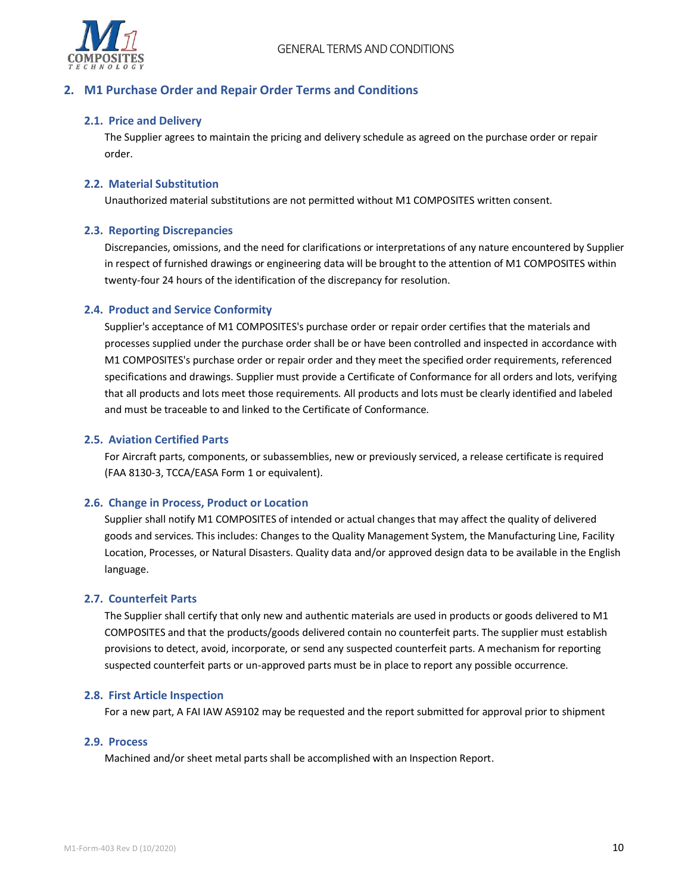## 2. M1 Purchase Order and Repair Order Terms and Conditions

### 2.1. Price and Delivery

The Supplier agrees to maintain the pricing and delivery schedule as agreed on the purchase order or repair order.

### 2.2. Material Substitution

Unauthorized material substitutions are not permitted without M1 COMPOSITES written consent.

### 2.3. Reporting Discrepancies

Discrepancies, omissions, and the need for clarifications or interpretations of any nature encountered by Supplier in respect of furnished drawings or engineering data will be brought to the attention of M1 COMPOSITES within twenty-four 24 hours of the identification of the discrepancy for resolution.

### 2.4. Product and Service Conformity

Supplier's acceptance of M1 COMPOSITES's purchase order or repair order certifies that the materials and processes supplied under the purchase order shall be or have been controlled and inspected in accordance with M1 COMPOSITES's purchase order or repair order and they meet the specified order requirements, referenced specifications and drawings. Supplier must provide a Certificate of Conformance for all orders and lots, verifying that all products and lots meet those requirements. All products and lots must be clearly identified and labeled and must be traceable to and linked to the Certificate of Conformance.

### 2.5. Aviation Certified Parts

For Aircraft parts, components, or subassemblies, new or previously serviced, a release certificate is required (FAA 8130-3, TCCA/EASA Form 1 or equivalent).

### 2.6. Change in Process, Product or Location

Supplier shall notify M1 COMPOSITES of intended or actual changes that may affect the quality of delivered goods and services. This includes: Changes to the Quality Management System, the Manufacturing Line, Facility Location, Processes, or Natural Disasters. Quality data and/or approved design data to be available in the English language.

### 2.7. Counterfeit Parts

The Supplier shall certify that only new and authentic materials are used in products or goods delivered to M1 COMPOSITES and that the products/goods delivered contain no counterfeit parts. The supplier must establish provisions to detect, avoid, incorporate, or send any suspected counterfeit parts. A mechanism for reporting suspected counterfeit parts or un-approved parts must be in place to report any possible occurrence.

### 2.8. First Article Inspection

For a new part, A FAI IAW AS9102 may be requested and the report submitted for approval prior to shipment

### 2.9. Process

Machined and/or sheet metal parts shall be accomplished with an Inspection Report.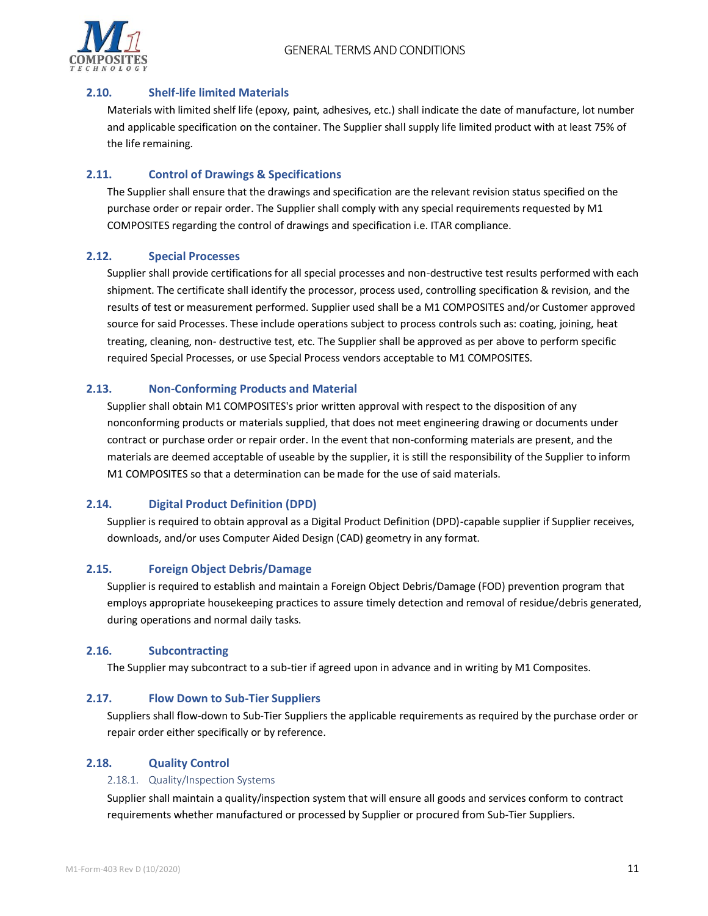### 2.10. Shelf-life limited Materials

Materials with limited shelf life (epoxy, paint, adhesives, etc.) shall indicate the date of manufacture, lot number and applicable specification on the container. The Supplier shall supply life limited product with at least 75% of the life remaining.

### 2.11. Control of Drawings & Specifications

The Supplier shall ensure that the drawings and specification are the relevant revision status specified on the purchase order or repair order. The Supplier shall comply with any special requirements requested by M1 COMPOSITES regarding the control of drawings and specification i.e. ITAR compliance.

### 2.12. Special Processes

Supplier shall provide certifications for all special processes and non-destructive test results performed with each shipment. The certificate shall identify the processor, process used, controlling specification & revision, and the results of test or measurement performed. Supplier used shall be a M1 COMPOSITES and/or Customer approved source for said Processes. These include operations subject to process controls such as: coating, joining, heat treating, cleaning, non- destructive test, etc. The Supplier shall be approved as per above to perform specific required Special Processes, or use Special Process vendors acceptable to M1 COMPOSITES.

### 2.13. Non-Conforming Products and Material

Supplier shall obtain M1 COMPOSITES's prior written approval with respect to the disposition of any nonconforming products or materials supplied, that does not meet engineering drawing or documents under contract or purchase order or repair order. In the event that non-conforming materials are present, and the materials are deemed acceptable of useable by the supplier, it is still the responsibility of the Supplier to inform M1 COMPOSITES so that a determination can be made for the use of said materials.

### 2.14. Digital Product Definition (DPD)

Supplier is required to obtain approval as a Digital Product Definition (DPD)-capable supplier if Supplier receives, downloads, and/or uses Computer Aided Design (CAD) geometry in any format.

### 2.15. Foreign Object Debris/Damage

Supplier is required to establish and maintain a Foreign Object Debris/Damage (FOD) prevention program that employs appropriate housekeeping practices to assure timely detection and removal of residue/debris generated, during operations and normal daily tasks.

### 2.16. Subcontracting

The Supplier may subcontract to a sub-tier if agreed upon in advance and in writing by M1 Composites.

### 2.17. Flow Down to Sub-Tier Suppliers

Suppliers shall flow-down to Sub-Tier Suppliers the applicable requirements as required by the purchase order or repair order either specifically or by reference.

### 2.18. Quality Control

#### 2.18.1. Quality/Inspection Systems

Supplier shall maintain a quality/inspection system that will ensure all goods and services conform to contract requirements whether manufactured or processed by Supplier or procured from Sub-Tier Suppliers.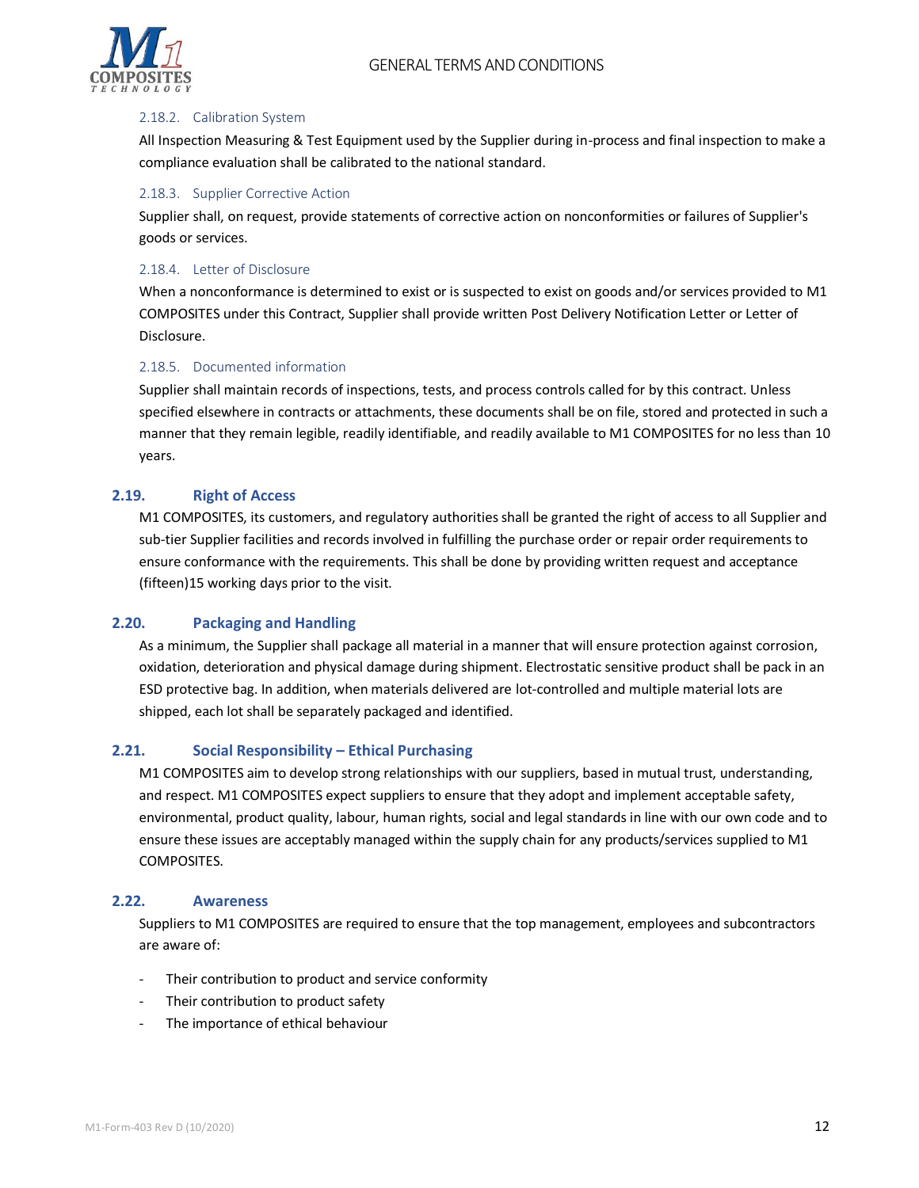#### 2.18.2. Calibration System

All Inspection Measuring & Test Equipment used by the Supplier during in-process and final inspection to make a compliance evaluation shall be calibrated to the national standard.

#### 2.18.3. Supplier Corrective Action

Supplier shall, on request, provide statements of corrective action on nonconformities or failures of Supplier's goods or services.

#### 2.18.4. Letter of Disclosure

When a nonconformance is determined to exist or is suspected to exist on goods and/or services provided to M1 COMPOSITES under this Contract, Supplier shall provide written Post Delivery Notification Letter or Letter of Disclosure.

#### 2.18.5. Documented information

Supplier shall maintain records of inspections, tests, and process controls called for by this contract. Unless specified elsewhere in contracts or attachments, these documents shall be on file, stored and protected in such a manner that they remain legible, readily identifiable, and readily available to M1 COMPOSITES for no less than 10 years.

### 2.19. Right of Access

M1 COMPOSITES, its customers, and regulatory authorities shall be granted the right of access to all Supplier and sub-tier Supplier facilities and records involved in fulfilling the purchase order or repair order requirements to ensure conformance with the requirements. This shall be done by providing written request and acceptance (fifteen)15 working days prior to the visit.

### 2.20. Packaging and Handling

As a minimum, the Supplier shall package all material in a manner that will ensure protection against corrosion, oxidation, deterioration and physical damage during shipment. Electrostatic sensitive product shall be pack in an ESD protective bag. In addition, when materials delivered are lot-controlled and multiple material lots are shipped, each lot shall be separately packaged and identified.

### 2.21. Social Responsibility – Ethical Purchasing

M1 COMPOSITES aim to develop strong relationships with our suppliers, based in mutual trust, understanding, and respect. M1 COMPOSITES expect suppliers to ensure that they adopt and implement acceptable safety, environmental, product quality, labour, human rights, social and legal standards in line with our own code and to ensure these issues are acceptably managed within the supply chain for any products/services supplied to M1 COMPOSITES.

### 2.22. Awareness

Suppliers to M1 COMPOSITES are required to ensure that the top management, employees and subcontractors are aware of:

- Their contribution to product and service conformity
- Their contribution to product safety
- The importance of ethical behaviour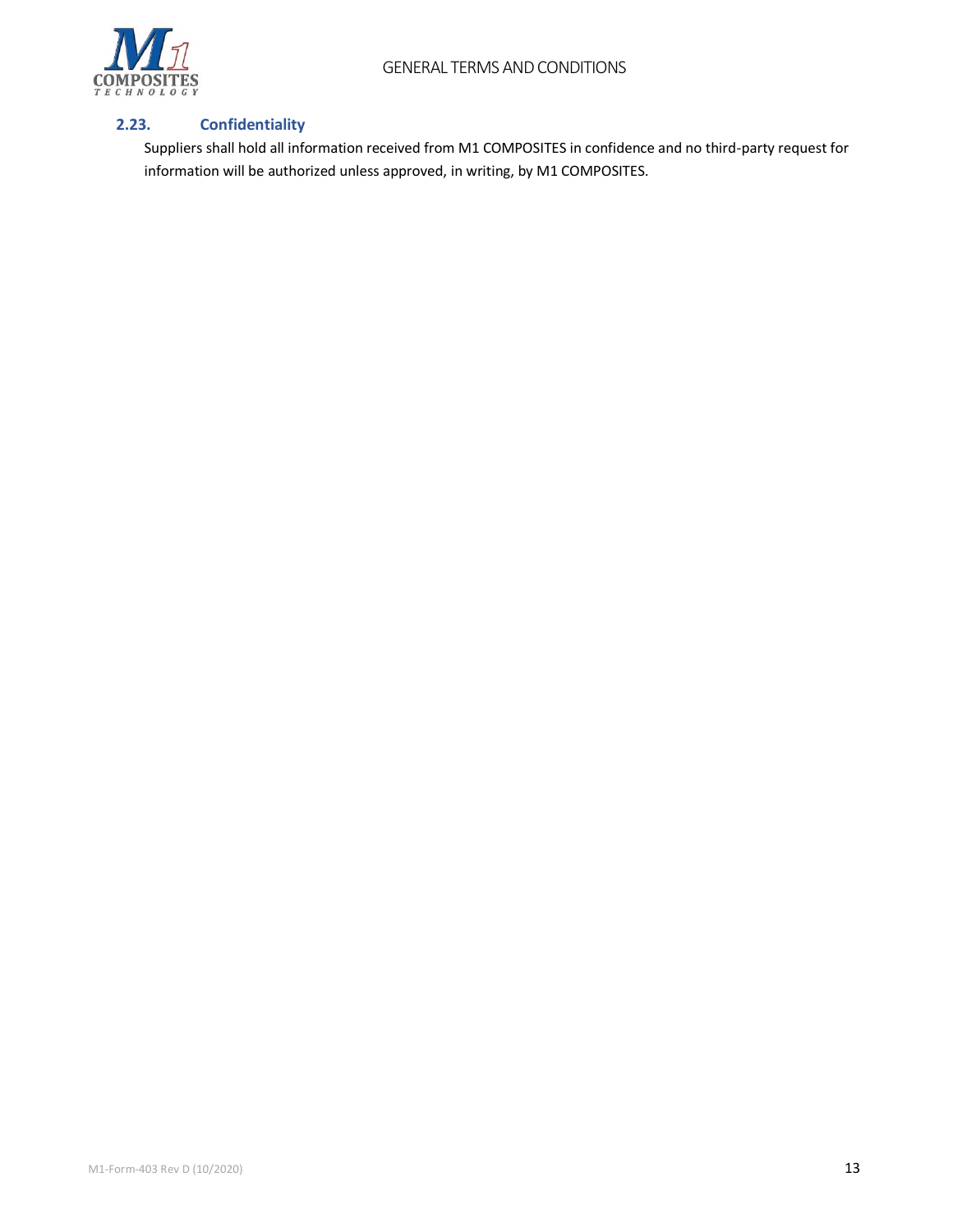### 2.23. Confidentiality

Suppliers shall hold all information received from M1 COMPOSITES in confidence and no third-party request for information will be authorized unless approved, in writing, by M1 COMPOSITES.